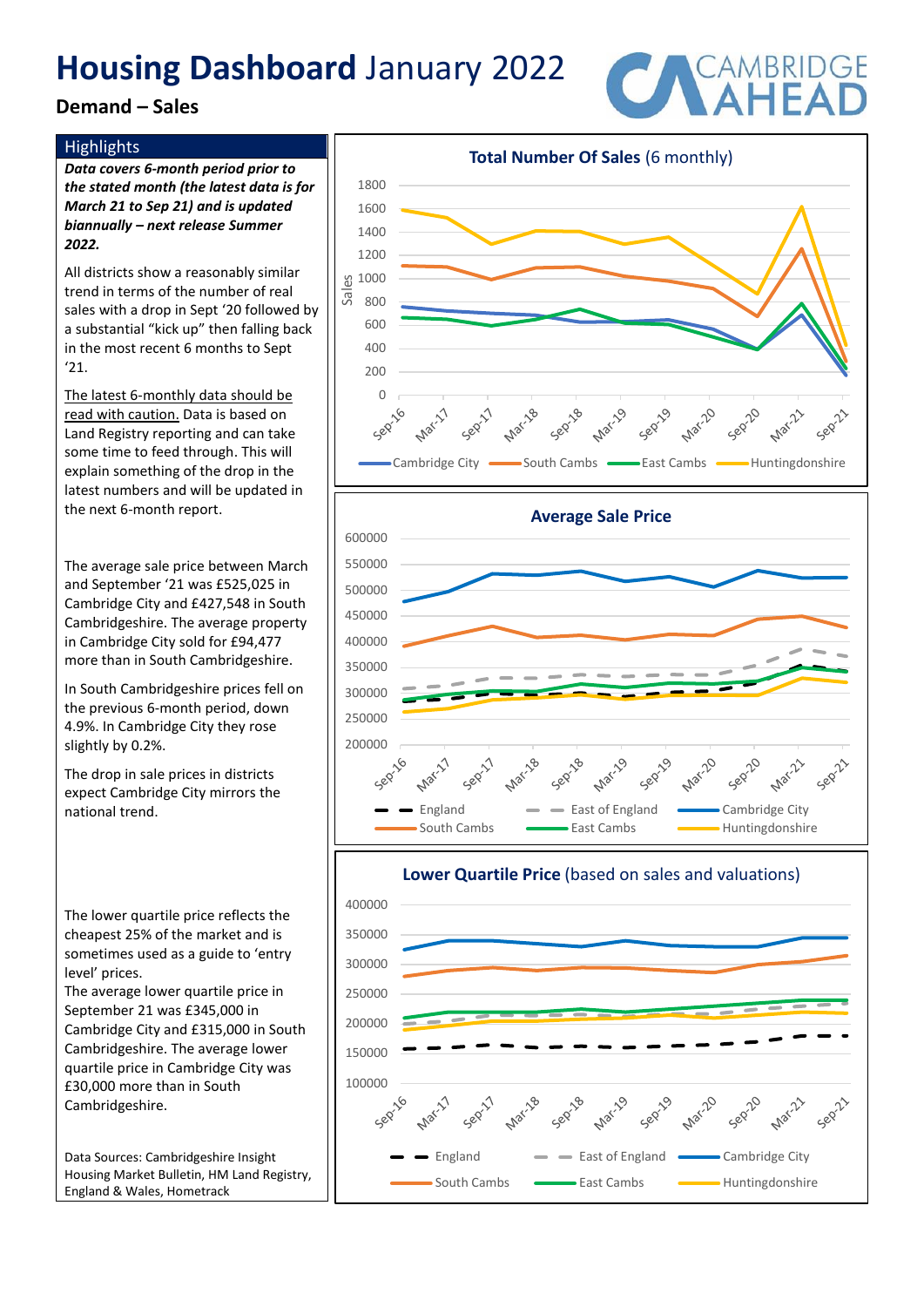# **Housing Dashboard** January 2022

## Demand – Sales

### Highlights

***Data covers 6-month period prior to the stated month (the latest data is for March 21 to Sep 21) and is updated biannually – next release Summer 2022.***

All districts show a reasonably similar trend in terms of the number of real sales with a drop in Sept '20 followed by a substantial "kick up" then falling back in the most recent 6 months to Sept '21.

The latest 6-monthly data should be read with caution. Data is based on Land Registry reporting and can take some time to feed through. This will explain something of the drop in the latest numbers and will be updated in the next 6-month report.

The average sale price between March and September '21 was £525,025 in Cambridge City and £427,548 in South Cambridgeshire. The average property in Cambridge City sold for £94,477 more than in South Cambridgeshire.

In South Cambridgeshire prices fell on the previous 6-month period, down 4.9%. In Cambridge City they rose slightly by 0.2%.

The drop in sale prices in districts expect Cambridge City mirrors the national trend.

The lower quartile price reflects the cheapest 25% of the market and is sometimes used as a guide to 'entry level' prices.

The average lower quartile price in September 21 was £345,000 in Cambridge City and £315,000 in South Cambridgeshire. The average lower quartile price in Cambridge City was £30,000 more than in South Cambridgeshire.

Data Sources: Cambridgeshire Insight Housing Market Bulletin, HM Land Registry, England & Wales, Hometrack

**Total Number Of Sales** (6 monthly)

**Average Sale Price**

**Lower Quartile Price** (based on sales and valuations)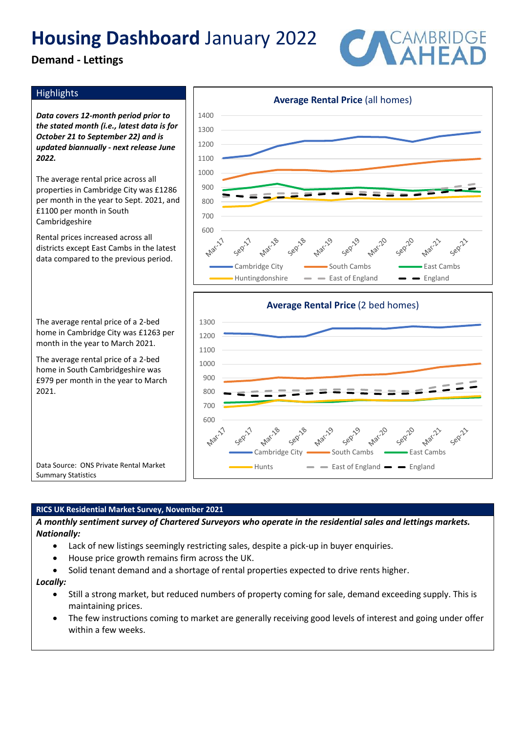# **Housing Dashboard** January 2022

## Demand - Lettings

### Highlights

***Data covers 12-month period prior to the stated month (i.e., latest data is for October 21 to September 22) and is updated biannually - next release June 2022.***

The average rental price across all properties in Cambridge City was £1286 per month in the year to Sept. 2021, and £1100 per month in South Cambridgeshire

Rental prices increased across all districts except East Cambs in the latest data compared to the previous period.

The average rental price of a 2-bed home in Cambridge City was £1263 per month in the year to March 2021.

The average rental price of a 2-bed home in South Cambridgeshire was £979 per month in the year to March 2021.

Data Source: ONS Private Rental Market Summary Statistics

**Average Rental Price** (all homes)

**Average Rental Price** (2 bed homes)

### RICS UK Residential Market Survey, November 2021

***A monthly sentiment survey of Chartered Surveyors who operate in the residential sales and lettings markets.***

***Nationally:***

- Lack of new listings seemingly restricting sales, despite a pick-up in buyer enquiries.
- House price growth remains firm across the UK.
- Solid tenant demand and a shortage of rental properties expected to drive rents higher.

***Locally:***

- Still a strong market, but reduced numbers of property coming for sale, demand exceeding supply. This is maintaining prices.
- The few instructions coming to market are generally receiving good levels of interest and going under offer within a few weeks.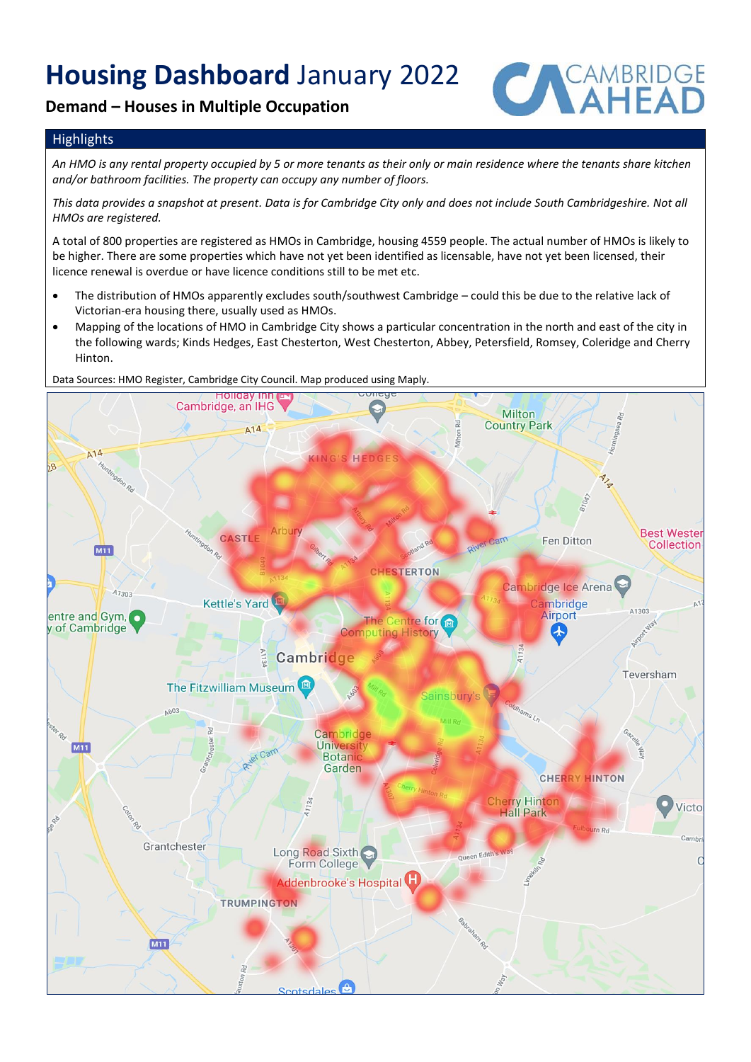# **Housing Dashboard** January 2022

## Demand – Houses in Multiple Occupation

### Highlights

*An HMO is any rental property occupied by 5 or more tenants as their only or main residence where the tenants share kitchen and/or bathroom facilities. The property can occupy any number of floors.*

*This data provides a snapshot at present. Data is for Cambridge City only and does not include South Cambridgeshire. Not all HMOs are registered.*

A total of 800 properties are registered as HMOs in Cambridge, housing 4559 people. The actual number of HMOs is likely to be higher. There are some properties which have not yet been identified as licensable, have not yet been licensed, their licence renewal is overdue or have licence conditions still to be met etc.

- The distribution of HMOs apparently excludes south/southwest Cambridge – could this be due to the relative lack of Victorian-era housing there, usually used as HMOs.
- Mapping of the locations of HMO in Cambridge City shows a particular concentration in the north and east of the city in the following wards; Kinds Hedges, East Chesterton, West Chesterton, Abbey, Petersfield, Romsey, Coleridge and Cherry Hinton.

Data Sources: HMO Register, Cambridge City Council. Map produced using Maply.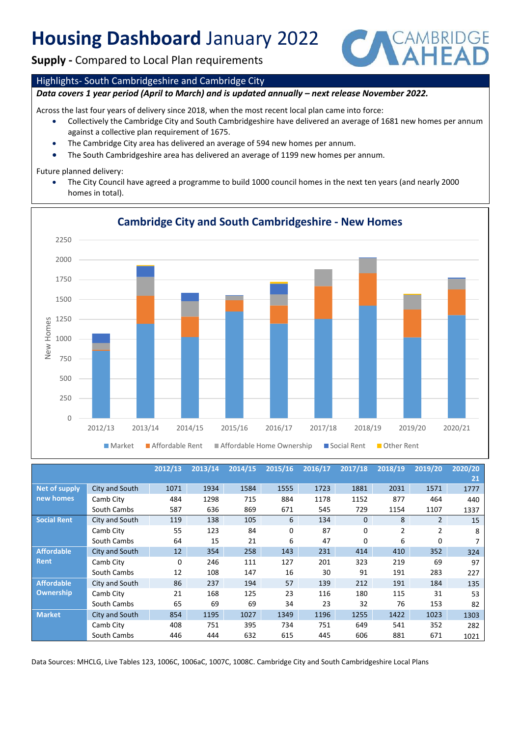# Housing Dashboard January 2022

**Supply -** Compared to Local Plan requirements

## Highlights- South Cambridgeshire and Cambridge City

***Data covers 1 year period (April to March) and is updated annually – next release November 2022.***

Across the last four years of delivery since 2018, when the most recent local plan came into force:

- Collectively the Cambridge City and South Cambridgeshire have delivered an average of 1681 new homes per annum against a collective plan requirement of 1675.
- The Cambridge City area has delivered an average of 594 new homes per annum.
- The South Cambridgeshire area has delivered an average of 1199 new homes per annum.

Future planned delivery:

- The City Council have agreed a programme to build 1000 council homes in the next ten years (and nearly 2000 homes in total).

**Cambridge City and South Cambridgeshire - New Homes**

| | | 2012/13 | 2013/14 | 2014/15 | 2015/16 | 2016/17 | 2017/18 | 2018/19 | 2019/20 | 2020/21 |
|---|---|---|---|---|---|---|---|---|---|---|
| **Net of supply new homes** | City and South | 1071 | 1934 | 1584 | 1555 | 1723 | 1881 | 2031 | 1571 | 1777 |
| | Camb City | 484 | 1298 | 715 | 884 | 1178 | 1152 | 877 | 464 | 440 |
| | South Cambs | 587 | 636 | 869 | 671 | 545 | 729 | 1154 | 1107 | 1337 |
| **Social Rent** | City and South | 119 | 138 | 105 | 6 | 134 | 0 | 8 | 2 | 15 |
| | Camb City | 55 | 123 | 84 | 0 | 87 | 0 | 2 | 2 | 8 |
| | South Cambs | 64 | 15 | 21 | 6 | 47 | 0 | 6 | 0 | 7 |
| **Affordable Rent** | City and South | 12 | 354 | 258 | 143 | 231 | 414 | 410 | 352 | 324 |
| | Camb City | 0 | 246 | 111 | 127 | 201 | 323 | 219 | 69 | 97 |
| | South Cambs | 12 | 108 | 147 | 16 | 30 | 91 | 191 | 283 | 227 |
| **Affordable Ownership** | City and South | 86 | 237 | 194 | 57 | 139 | 212 | 191 | 184 | 135 |
| | Camb City | 21 | 168 | 125 | 23 | 116 | 180 | 115 | 31 | 53 |
| | South Cambs | 65 | 69 | 69 | 34 | 23 | 32 | 76 | 153 | 82 |
| **Market** | City and South | 854 | 1195 | 1027 | 1349 | 1196 | 1255 | 1422 | 1023 | 1303 |
| | Camb City | 408 | 751 | 395 | 734 | 751 | 649 | 541 | 352 | 282 |
| | South Cambs | 446 | 444 | 632 | 615 | 445 | 606 | 881 | 671 | 1021 |

Data Sources: MHCLG, Live Tables 123, 1006C, 1006aC, 1007C, 1008C. Cambridge City and South Cambridgeshire Local Plans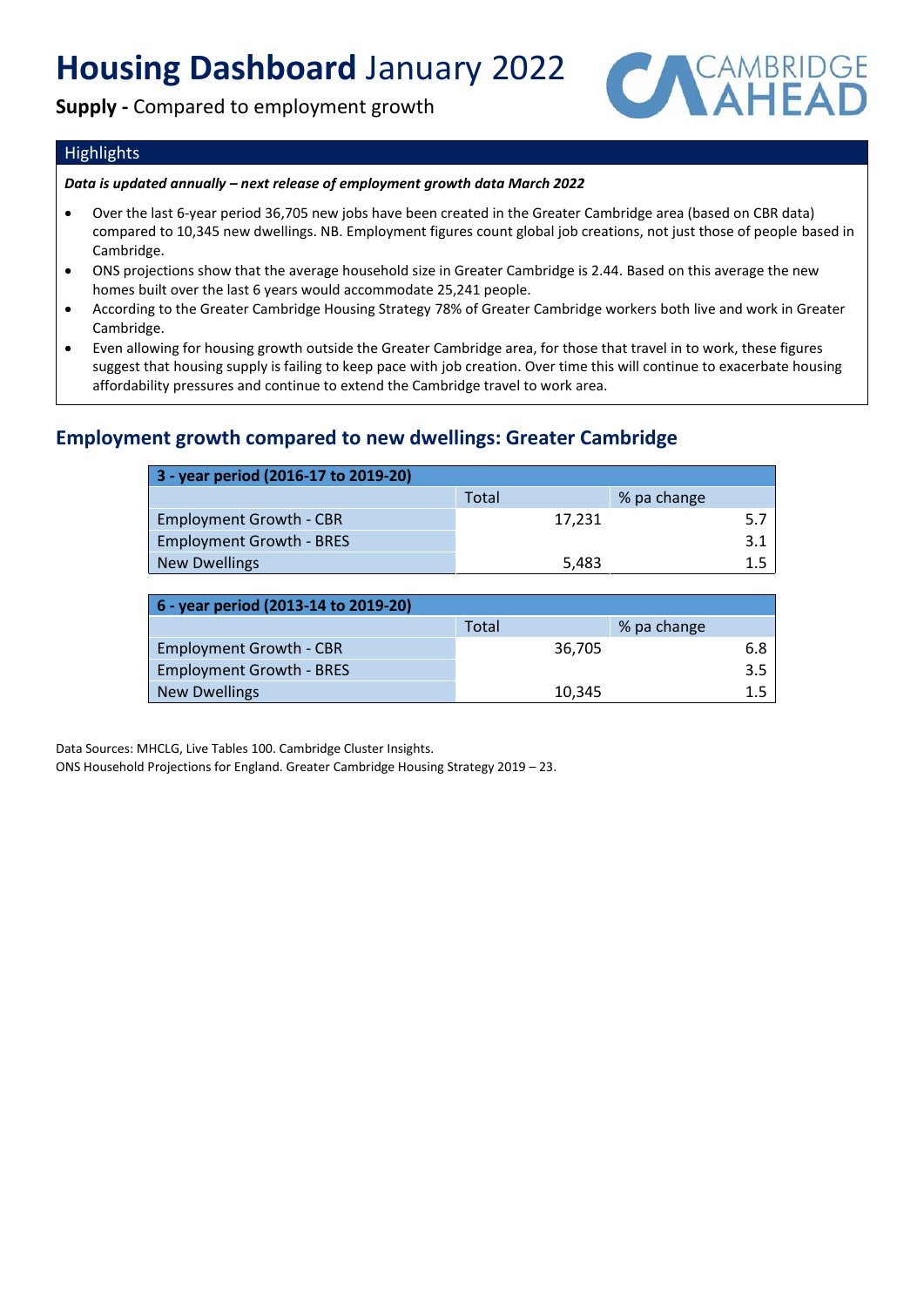# **Housing Dashboard** January 2022

**Supply -** Compared to employment growth

## Highlights

***Data is updated annually – next release of employment growth data March 2022***

- Over the last 6-year period 36,705 new jobs have been created in the Greater Cambridge area (based on CBR data) compared to 10,345 new dwellings. NB. Employment figures count global job creations, not just those of people based in Cambridge.
- ONS projections show that the average household size in Greater Cambridge is 2.44. Based on this average the new homes built over the last 6 years would accommodate 25,241 people.
- According to the Greater Cambridge Housing Strategy 78% of Greater Cambridge workers both live and work in Greater Cambridge.
- Even allowing for housing growth outside the Greater Cambridge area, for those that travel in to work, these figures suggest that housing supply is failing to keep pace with job creation. Over time this will continue to exacerbate housing affordability pressures and continue to extend the Cambridge travel to work area.

## Employment growth compared to new dwellings: Greater Cambridge

| 3 - year period (2016-17 to 2019-20) | | |
|---|---|---|
| | Total | % pa change |
| Employment Growth - CBR | 17,231 | 5.7 |
| Employment Growth - BRES | | 3.1 |
| New Dwellings | 5,483 | 1.5 |

| 6 - year period (2013-14 to 2019-20) | | |
|---|---|---|
| | Total | % pa change |
| Employment Growth - CBR | 36,705 | 6.8 |
| Employment Growth - BRES | | 3.5 |
| New Dwellings | 10,345 | 1.5 |

Data Sources: MHCLG, Live Tables 100. Cambridge Cluster Insights.
ONS Household Projections for England. Greater Cambridge Housing Strategy 2019 – 23.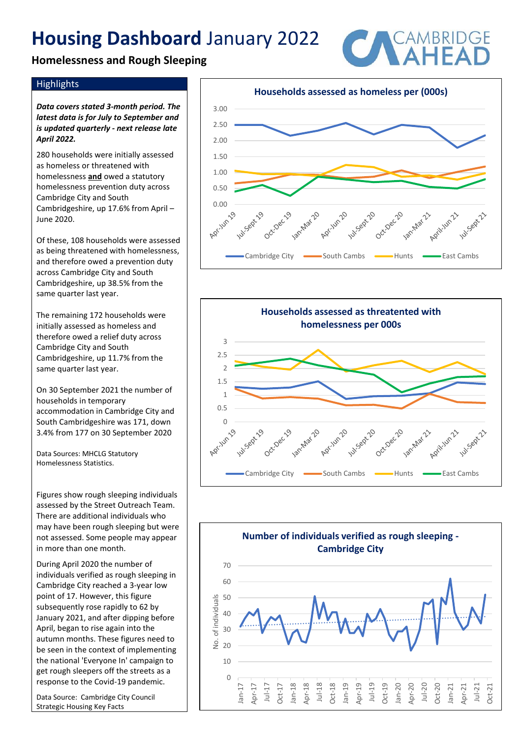# **Housing Dashboard** January 2022

## Homelessness and Rough Sleeping

### Highlights

***Data covers stated 3-month period. The latest data is for July to September and is updated quarterly - next release late April 2022.***

280 households were initially assessed as homeless or threatened with homelessness **and** owed a statutory homelessness prevention duty across Cambridge City and South Cambridgeshire, up 17.6% from April – June 2020.

Of these, 108 households were assessed as being threatened with homelessness, and therefore owed a prevention duty across Cambridge City and South Cambridgeshire, up 38.5% from the same quarter last year.

The remaining 172 households were initially assessed as homeless and therefore owed a relief duty across Cambridge City and South Cambridgeshire, up 11.7% from the same quarter last year.

On 30 September 2021 the number of households in temporary accommodation in Cambridge City and South Cambridgeshire was 171, down 3.4% from 177 on 30 September 2020

Data Sources: MHCLG Statutory Homelessness Statistics.

Figures show rough sleeping individuals assessed by the Street Outreach Team. There are additional individuals who may have been rough sleeping but were not assessed. Some people may appear in more than one month.

During April 2020 the number of individuals verified as rough sleeping in Cambridge City reached a 3-year low point of 17. However, this figure subsequently rose rapidly to 62 by January 2021, and after dipping before April, began to rise again into the autumn months. These figures need to be seen in the context of implementing the national 'Everyone In' campaign to get rough sleepers off the streets as a response to the Covid-19 pandemic.

Data Source: Cambridge City Council Strategic Housing Key Facts

**Households assessed as homeless per (000s)**

Legend: Cambridge City, South Cambs, Hunts, East Cambs

Periods: Apr-Jun 19, Jul-Sept 19, Oct-Dec 19, Jan-Mar 20, Apr-Jun 20, Jul-Sept 20, Oct-Dec 20, Jan-Mar 21, April-Jun 21, Jul-Sept 21

**Households assessed as threatened with homelessness per 000s**

Legend: Cambridge City, South Cambs, Hunts, East Cambs

Periods: Apr-Jun 19, Jul-Sept 19, Oct-Dec 19, Jan-Mar 20, Apr-Jun 20, Jul-Sept 20, Oct-Dec 20, Jan-Mar 21, April-Jun 21, Jul-Sept 21

**Number of individuals verified as rough sleeping - Cambridge City**

No. of individuals

Months: Jan-17 to Oct-21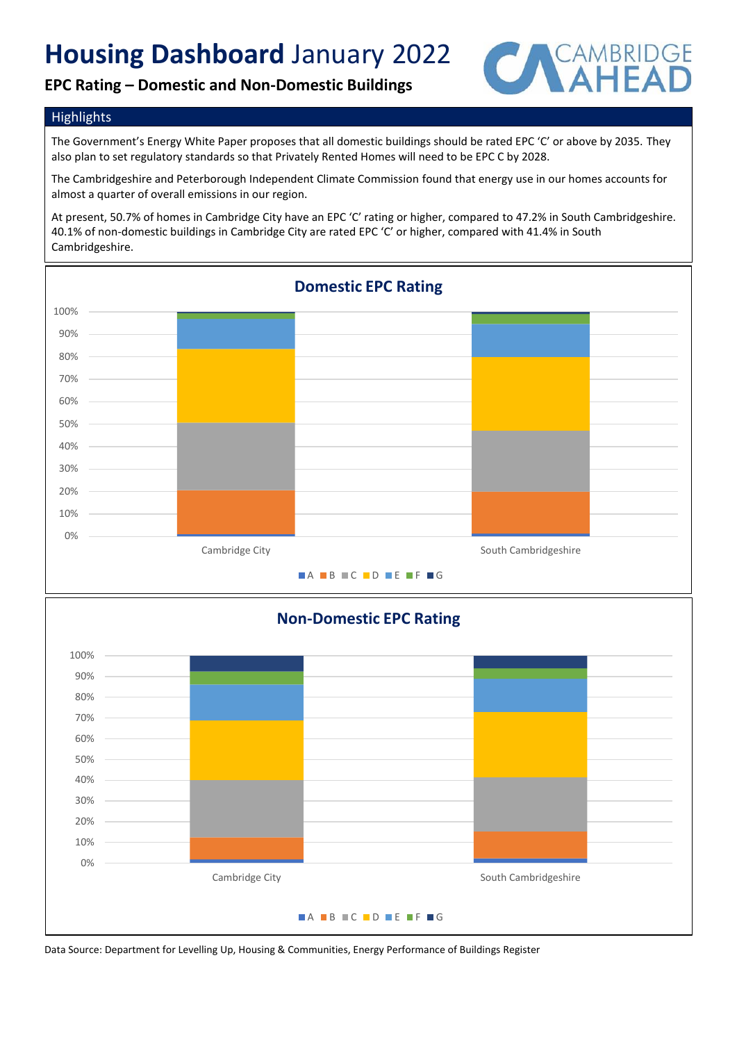# **Housing Dashboard** January 2022

## EPC Rating – Domestic and Non-Domestic Buildings

CAMBRIDGE AHEAD

### Highlights

The Government's Energy White Paper proposes that all domestic buildings should be rated EPC 'C' or above by 2035. They also plan to set regulatory standards so that Privately Rented Homes will need to be EPC C by 2028.

The Cambridgeshire and Peterborough Independent Climate Commission found that energy use in our homes accounts for almost a quarter of overall emissions in our region.

At present, 50.7% of homes in Cambridge City have an EPC 'C' rating or higher, compared to 47.2% in South Cambridgeshire. 40.1% of non-domestic buildings in Cambridge City are rated EPC 'C' or higher, compared with 41.4% in South Cambridgeshire.

**Domestic EPC Rating**

100%
90%
80%
70%
60%
50%
40%
30%
20%
10%
0%

Cambridge City
South Cambridgeshire

A B C D E F G

**Non-Domestic EPC Rating**

100%
90%
80%
70%
60%
50%
40%
30%
20%
10%
0%

Cambridge City
South Cambridgeshire

A B C D E F G

Data Source: Department for Levelling Up, Housing & Communities, Energy Performance of Buildings Register